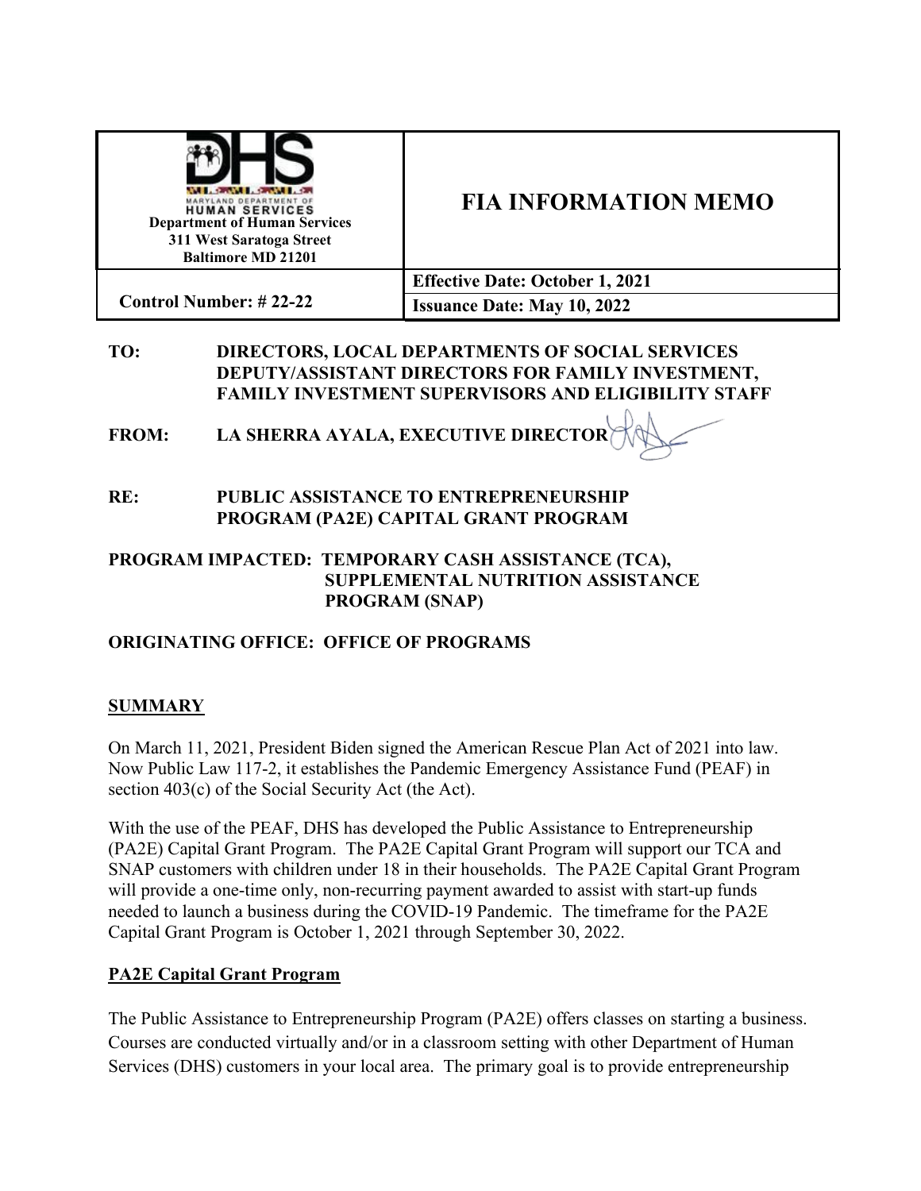| MARYLAND DEPARTMENT OF HUMAN SERVICES<br>Department of Human Services<br>311 West Saratoga Street<br>Baltimore MD 21201 | FIA INFORMATION MEMO |
|---|---|
| Control Number: # 22-22 | Effective Date: October 1, 2021<br>Issuance Date: May 10, 2022 |

**TO:** DIRECTORS, LOCAL DEPARTMENTS OF SOCIAL SERVICES DEPUTY/ASSISTANT DIRECTORS FOR FAMILY INVESTMENT, FAMILY INVESTMENT SUPERVISORS AND ELIGIBILITY STAFF

**FROM:** LA SHERRA AYALA, EXECUTIVE DIRECTOR

**RE:** PUBLIC ASSISTANCE TO ENTREPRENEURSHIP PROGRAM (PA2E) CAPITAL GRANT PROGRAM

**PROGRAM IMPACTED:** TEMPORARY CASH ASSISTANCE (TCA), SUPPLEMENTAL NUTRITION ASSISTANCE PROGRAM (SNAP)

**ORIGINATING OFFICE:** OFFICE OF PROGRAMS

## SUMMARY

On March 11, 2021, President Biden signed the American Rescue Plan Act of 2021 into law. Now Public Law 117-2, it establishes the Pandemic Emergency Assistance Fund (PEAF) in section 403(c) of the Social Security Act (the Act).

With the use of the PEAF, DHS has developed the Public Assistance to Entrepreneurship (PA2E) Capital Grant Program. The PA2E Capital Grant Program will support our TCA and SNAP customers with children under 18 in their households. The PA2E Capital Grant Program will provide a one-time only, non-recurring payment awarded to assist with start-up funds needed to launch a business during the COVID-19 Pandemic. The timeframe for the PA2E Capital Grant Program is October 1, 2021 through September 30, 2022.

## PA2E Capital Grant Program

The Public Assistance to Entrepreneurship Program (PA2E) offers classes on starting a business. Courses are conducted virtually and/or in a classroom setting with other Department of Human Services (DHS) customers in your local area. The primary goal is to provide entrepreneurship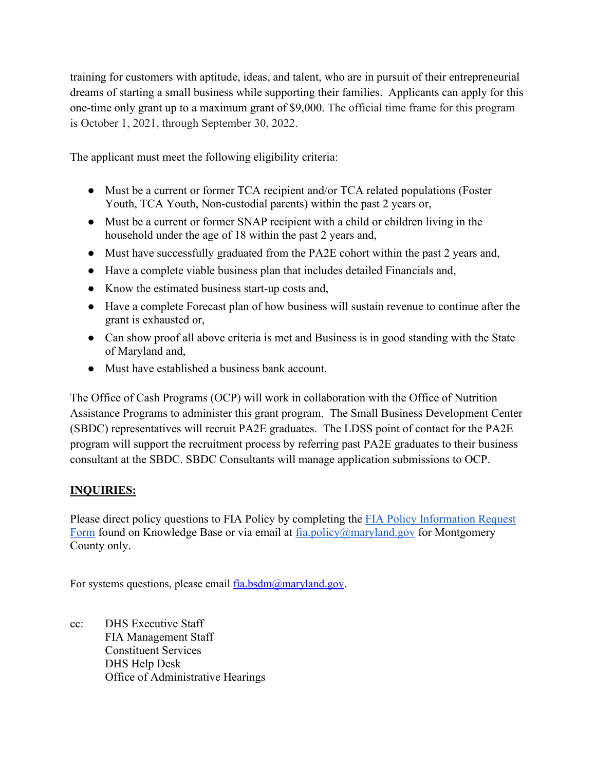training for customers with aptitude, ideas, and talent, who are in pursuit of their entrepreneurial dreams of starting a small business while supporting their families. Applicants can apply for this one-time only grant up to a maximum grant of $9,000. The official time frame for this program is October 1, 2021, through September 30, 2022.

The applicant must meet the following eligibility criteria:

- Must be a current or former TCA recipient and/or TCA related populations (Foster Youth, TCA Youth, Non-custodial parents) within the past 2 years or,
- Must be a current or former SNAP recipient with a child or children living in the household under the age of 18 within the past 2 years and,
- Must have successfully graduated from the PA2E cohort within the past 2 years and,
- Have a complete viable business plan that includes detailed Financials and,
- Know the estimated business start-up costs and,
- Have a complete Forecast plan of how business will sustain revenue to continue after the grant is exhausted or,
- Can show proof all above criteria is met and Business is in good standing with the State of Maryland and,
- Must have established a business bank account.

The Office of Cash Programs (OCP) will work in collaboration with the Office of Nutrition Assistance Programs to administer this grant program. The Small Business Development Center (SBDC) representatives will recruit PA2E graduates. The LDSS point of contact for the PA2E program will support the recruitment process by referring past PA2E graduates to their business consultant at the SBDC. SBDC Consultants will manage application submissions to OCP.

**INQUIRIES:**

Please direct policy questions to FIA Policy by completing the [FIA Policy Information Request Form] found on Knowledge Base or via email at fia.policy@maryland.gov for Montgomery County only.

For systems questions, please email fia.bsdm@maryland.gov.

cc: DHS Executive Staff
FIA Management Staff
Constituent Services
DHS Help Desk
Office of Administrative Hearings